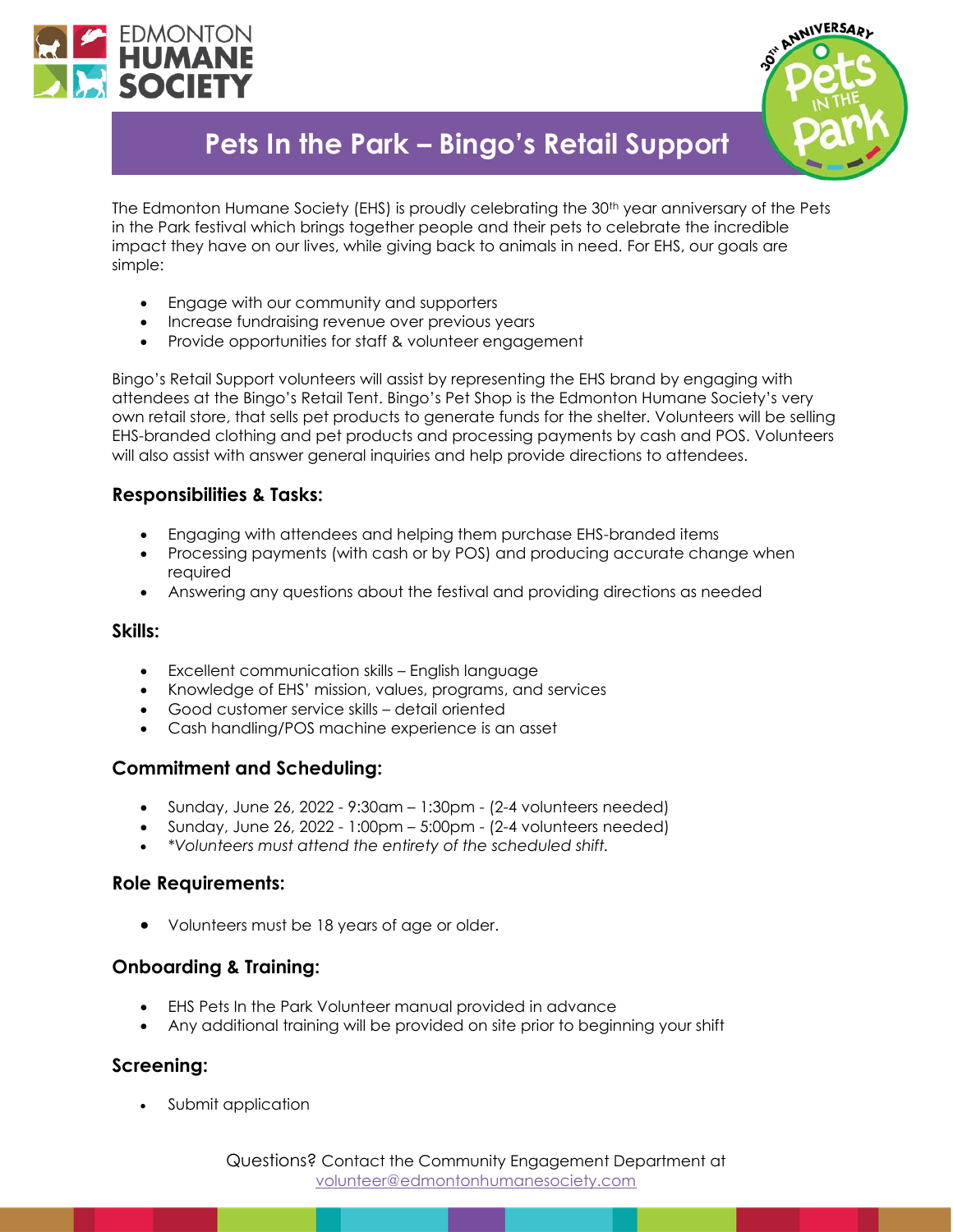# Pets In the Park – Bingo's Retail Support

The Edmonton Humane Society (EHS) is proudly celebrating the 30th year anniversary of the Pets in the Park festival which brings together people and their pets to celebrate the incredible impact they have on our lives, while giving back to animals in need. For EHS, our goals are simple:

- Engage with our community and supporters
- Increase fundraising revenue over previous years
- Provide opportunities for staff & volunteer engagement

Bingo's Retail Support volunteers will assist by representing the EHS brand by engaging with attendees at the Bingo's Retail Tent. Bingo's Pet Shop is the Edmonton Humane Society's very own retail store, that sells pet products to generate funds for the shelter. Volunteers will be selling EHS-branded clothing and pet products and processing payments by cash and POS. Volunteers will also assist with answer general inquiries and help provide directions to attendees.

### Responsibilities & Tasks:

- Engaging with attendees and helping them purchase EHS-branded items
- Processing payments (with cash or by POS) and producing accurate change when required
- Answering any questions about the festival and providing directions as needed

### Skills:

- Excellent communication skills – English language
- Knowledge of EHS' mission, values, programs, and services
- Good customer service skills – detail oriented
- Cash handling/POS machine experience is an asset

### Commitment and Scheduling:

- Sunday, June 26, 2022 - 9:30am – 1:30pm - (2-4 volunteers needed)
- Sunday, June 26, 2022 - 1:00pm – 5:00pm - (2-4 volunteers needed)
- *\*Volunteers must attend the entirety of the scheduled shift.*

### Role Requirements:

- Volunteers must be 18 years of age or older.

### Onboarding & Training:

- EHS Pets In the Park Volunteer manual provided in advance
- Any additional training will be provided on site prior to beginning your shift

### Screening:

- Submit application

Questions? Contact the Community Engagement Department at volunteer@edmontonhumanesociety.com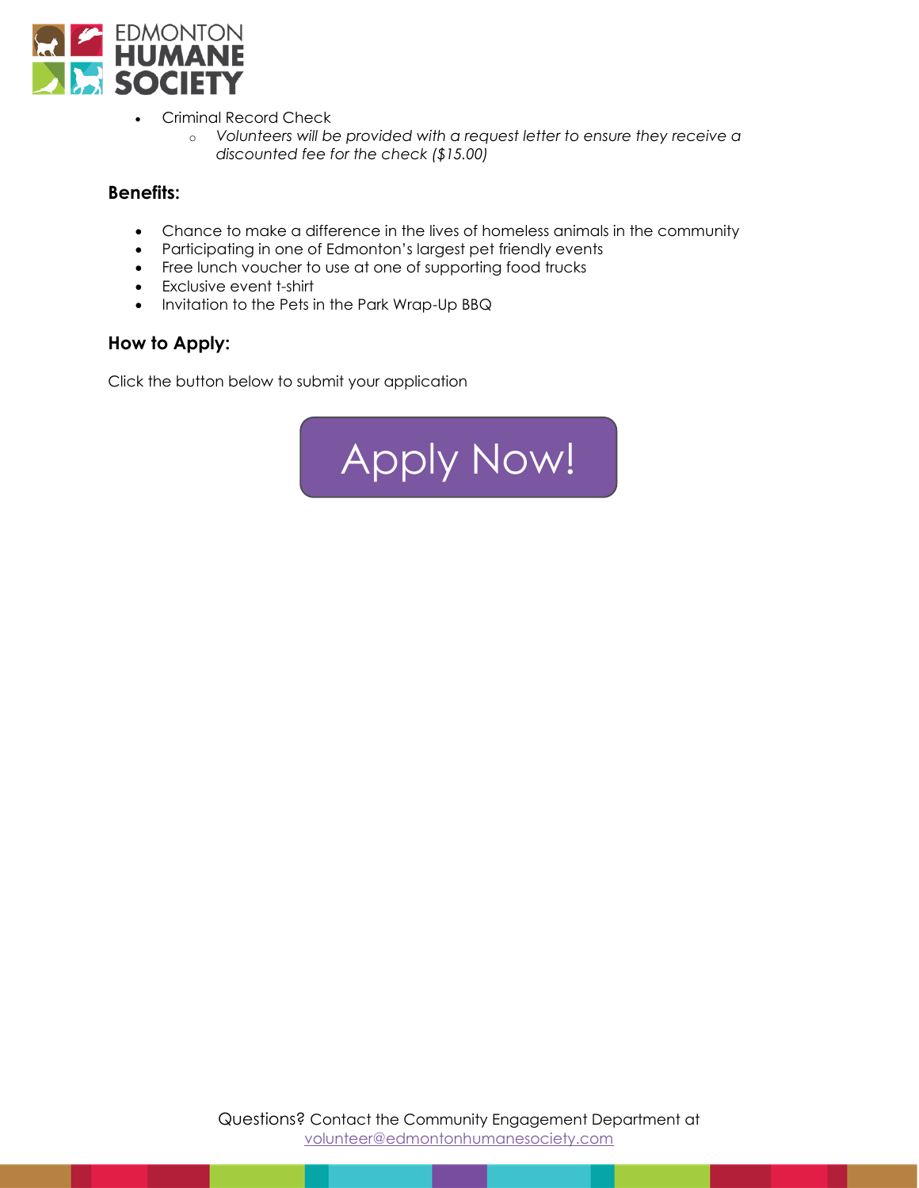- Criminal Record Check
  - *Volunteers will be provided with a request letter to ensure they receive a discounted fee for the check ($15.00)*

**Benefits:**

- Chance to make a difference in the lives of homeless animals in the community
- Participating in one of Edmonton's largest pet friendly events
- Free lunch voucher to use at one of supporting food trucks
- Exclusive event t-shirt
- Invitation to the Pets in the Park Wrap-Up BBQ

**How to Apply:**

Click the button below to submit your application

Apply Now!

Questions? Contact the Community Engagement Department at volunteer@edmontonhumanesociety.com